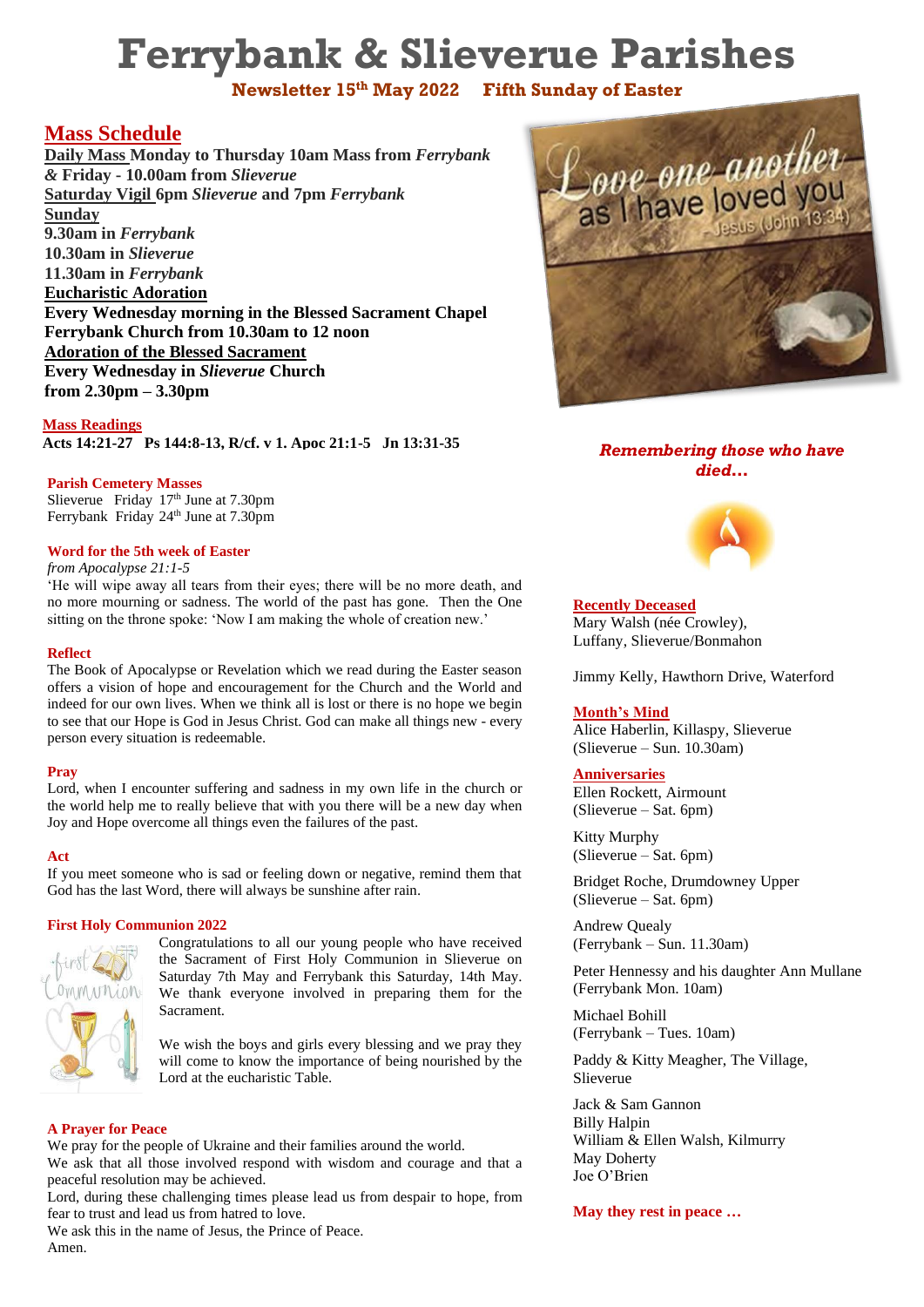# Ferrybank & Slieverue Parishes

**Newsletter 15th May 2022 Fifth Sunday of Easter**

## Mass Schedule

**Daily Mass Monday to Thursday 10am Mass from *Ferrybank* & Friday - 10.00am from *Slieverue***
**Saturday Vigil 6pm *Slieverue* and 7pm *Ferrybank***
**Sunday**
**9.30am in *Ferrybank***
**10.30am in *Slieverue***
**11.30am in *Ferrybank***
**Eucharistic Adoration**
**Every Wednesday morning in the Blessed Sacrament Chapel Ferrybank Church from 10.30am to 12 noon**
**Adoration of the Blessed Sacrament**
**Every Wednesday in *Slieverue* Church from 2.30pm – 3.30pm**

### Mass Readings

**Acts 14:21-27 Ps 144:8-13, R/cf. v 1. Apoc 21:1-5 Jn 13:31-35**

### Parish Cemetery Masses

Slieverue Friday 17th June at 7.30pm
Ferrybank Friday 24th June at 7.30pm

### Word for the 5th week of Easter

*from Apocalypse 21:1-5*

'He will wipe away all tears from their eyes; there will be no more death, and no more mourning or sadness. The world of the past has gone. Then the One sitting on the throne spoke: 'Now I am making the whole of creation new.'

### Reflect

The Book of Apocalypse or Revelation which we read during the Easter season offers a vision of hope and encouragement for the Church and the World and indeed for our own lives. When we think all is lost or there is no hope we begin to see that our Hope is God in Jesus Christ. God can make all things new - every person every situation is redeemable.

### Pray

Lord, when I encounter suffering and sadness in my own life in the church or the world help me to really believe that with you there will be a new day when Joy and Hope overcome all things even the failures of the past.

### Act

If you meet someone who is sad or feeling down or negative, remind them that God has the last Word, there will always be sunshine after rain.

### First Holy Communion 2022

Congratulations to all our young people who have received the Sacrament of First Holy Communion in Slieverue on Saturday 7th May and Ferrybank this Saturday, 14th May. We thank everyone involved in preparing them for the Sacrament.

We wish the boys and girls every blessing and we pray they will come to know the importance of being nourished by the Lord at the eucharistic Table.

### A Prayer for Peace

We pray for the people of Ukraine and their families around the world.
We ask that all those involved respond with wisdom and courage and that a peaceful resolution may be achieved.
Lord, during these challenging times please lead us from despair to hope, from fear to trust and lead us from hatred to love.
We ask this in the name of Jesus, the Prince of Peace.
Amen.

***Remembering those who have died…***

### Recently Deceased

Mary Walsh (née Crowley), Luffany, Slieverue/Bonmahon

Jimmy Kelly, Hawthorn Drive, Waterford

### Month's Mind

Alice Haberlin, Killaspy, Slieverue (Slieverue – Sun. 10.30am)

### Anniversaries

Ellen Rockett, Airmount (Slieverue – Sat. 6pm)

Kitty Murphy (Slieverue – Sat. 6pm)

Bridget Roche, Drumdowney Upper (Slieverue – Sat. 6pm)

Andrew Quealy (Ferrybank – Sun. 11.30am)

Peter Hennessy and his daughter Ann Mullane (Ferrybank Mon. 10am)

Michael Bohill (Ferrybank – Tues. 10am)

Paddy & Kitty Meagher, The Village, Slieverue

Jack & Sam Gannon
Billy Halpin
William & Ellen Walsh, Kilmurry
May Doherty
Joe O'Brien

**May they rest in peace …**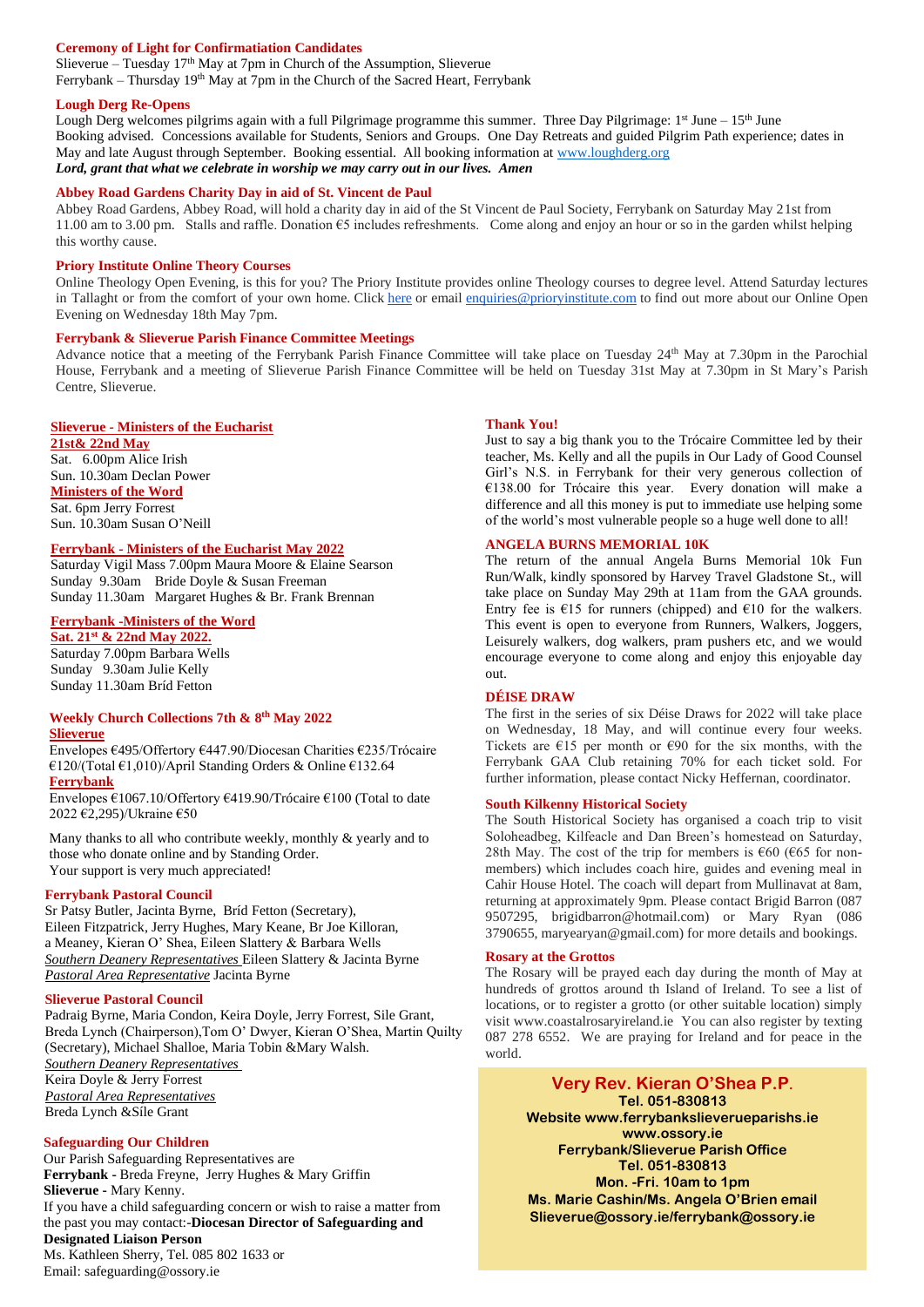### Ceremony of Light for Confirmatiation Candidates

Slieverue – Tuesday 17th May at 7pm in Church of the Assumption, Slieverue
Ferrybank – Thursday 19th May at 7pm in the Church of the Sacred Heart, Ferrybank

### Lough Derg Re-Opens

Lough Derg welcomes pilgrims again with a full Pilgrimage programme this summer. Three Day Pilgrimage: 1st June – 15th June Booking advised. Concessions available for Students, Seniors and Groups. One Day Retreats and guided Pilgrim Path experience; dates in May and late August through September. Booking essential. All booking information at www.loughderg.org
***Lord, grant that what we celebrate in worship we may carry out in our lives. Amen***

### Abbey Road Gardens Charity Day in aid of St. Vincent de Paul

Abbey Road Gardens, Abbey Road, will hold a charity day in aid of the St Vincent de Paul Society, Ferrybank on Saturday May 21st from 11.00 am to 3.00 pm. Stalls and raffle. Donation €5 includes refreshments. Come along and enjoy an hour or so in the garden whilst helping this worthy cause.

### Priory Institute Online Theory Courses

Online Theology Open Evening, is this for you? The Priory Institute provides online Theology courses to degree level. Attend Saturday lectures in Tallaght or from the comfort of your own home. Click here or email enquiries@prioryinstitute.com to find out more about our Online Open Evening on Wednesday 18th May 7pm.

### Ferrybank & Slieverue Parish Finance Committee Meetings

Advance notice that a meeting of the Ferrybank Parish Finance Committee will take place on Tuesday 24th May at 7.30pm in the Parochial House, Ferrybank and a meeting of Slieverue Parish Finance Committee will be held on Tuesday 31st May at 7.30pm in St Mary's Parish Centre, Slieverue.

### Slieverue - Ministers of the Eucharist

**21st& 22nd May**
Sat. 6.00pm Alice Irish
Sun. 10.30am Declan Power

**Ministers of the Word**
Sat. 6pm Jerry Forrest
Sun. 10.30am Susan O'Neill

### Ferrybank - Ministers of the Eucharist May 2022

Saturday Vigil Mass 7.00pm Maura Moore & Elaine Searson
Sunday 9.30am Bride Doyle & Susan Freeman
Sunday 11.30am Margaret Hughes & Br. Frank Brennan

### Ferrybank -Ministers of the Word

**Sat. 21st & 22nd May 2022.**
Saturday 7.00pm Barbara Wells
Sunday 9.30am Julie Kelly
Sunday 11.30am Bríd Fetton

### Weekly Church Collections 7th & 8th May 2022

**Slieverue**
Envelopes €495/Offertory €447.90/Diocesan Charities €235/Trócaire €120/(Total €1,010)/April Standing Orders & Online €132.64

**Ferrybank**
Envelopes €1067.10/Offertory €419.90/Trócaire €100 (Total to date 2022 €2,295)/Ukraine €50

Many thanks to all who contribute weekly, monthly & yearly and to those who donate online and by Standing Order.
Your support is very much appreciated!

### Ferrybank Pastoral Council

Sr Patsy Butler, Jacinta Byrne, Bríd Fetton (Secretary), Eileen Fitzpatrick, Jerry Hughes, Mary Keane, Br Joe Killoran, a Meaney, Kieran O' Shea, Eileen Slattery & Barbara Wells
*Southern Deanery Representatives* Eileen Slattery & Jacinta Byrne
*Pastoral Area Representative* Jacinta Byrne

### Slieverue Pastoral Council

Padraig Byrne, Maria Condon, Keira Doyle, Jerry Forrest, Sile Grant, Breda Lynch (Chairperson),Tom O' Dwyer, Kieran O'Shea, Martin Quilty (Secretary), Michael Shalloe, Maria Tobin &Mary Walsh.
*Southern Deanery Representatives*
Keira Doyle & Jerry Forrest
*Pastoral Area Representatives*
Breda Lynch &Síle Grant

### Safeguarding Our Children

Our Parish Safeguarding Representatives are
**Ferrybank -** Breda Freyne, Jerry Hughes & Mary Griffin
**Slieverue** - Mary Kenny.
If you have a child safeguarding concern or wish to raise a matter from the past you may contact:-**Diocesan Director of Safeguarding and Designated Liaison Person**
Ms. Kathleen Sherry, Tel. 085 802 1633 or
Email: safeguarding@ossory.ie

### Thank You!

Just to say a big thank you to the Trócaire Committee led by their teacher, Ms. Kelly and all the pupils in Our Lady of Good Counsel Girl's N.S. in Ferrybank for their very generous collection of €138.00 for Trócaire this year. Every donation will make a difference and all this money is put to immediate use helping some of the world's most vulnerable people so a huge well done to all!

### ANGELA BURNS MEMORIAL 10K

The return of the annual Angela Burns Memorial 10k Fun Run/Walk, kindly sponsored by Harvey Travel Gladstone St., will take place on Sunday May 29th at 11am from the GAA grounds. Entry fee is €15 for runners (chipped) and €10 for the walkers. This event is open to everyone from Runners, Walkers, Joggers, Leisurely walkers, dog walkers, pram pushers etc, and we would encourage everyone to come along and enjoy this enjoyable day out.

### DÉISE DRAW

The first in the series of six Déise Draws for 2022 will take place on Wednesday, 18 May, and will continue every four weeks. Tickets are €15 per month or €90 for the six months, with the Ferrybank GAA Club retaining 70% for each ticket sold. For further information, please contact Nicky Heffernan, coordinator.

### South Kilkenny Historical Society

The South Historical Society has organised a coach trip to visit Soloheadbeg, Kilfeacle and Dan Breen's homestead on Saturday, 28th May. The cost of the trip for members is €60 (€65 for non-members) which includes coach hire, guides and evening meal in Cahir House Hotel. The coach will depart from Mullinavat at 8am, returning at approximately 9pm. Please contact Brigid Barron (087 9507295, brigidbarron@hotmail.com) or Mary Ryan (086 3790655, maryearyan@gmail.com) for more details and bookings.

### Rosary at the Grottos

The Rosary will be prayed each day during the month of May at hundreds of grottos around th Island of Ireland. To see a list of locations, or to register a grotto (or other suitable location) simply visit www.coastalrosaryireland.ie You can also register by texting 087 278 6552. We are praying for Ireland and for peace in the world.

**Very Rev. Kieran O'Shea P.P.**
**Tel. 051-830813**
**Website www.ferrybankslieverueparishs.ie**
**www.ossory.ie**
**Ferrybank/Slieverue Parish Office**
**Tel. 051-830813**
**Mon. -Fri. 10am to 1pm**
**Ms. Marie Cashin/Ms. Angela O'Brien email**
**Slieverue@ossory.ie/ferrybank@ossory.ie**